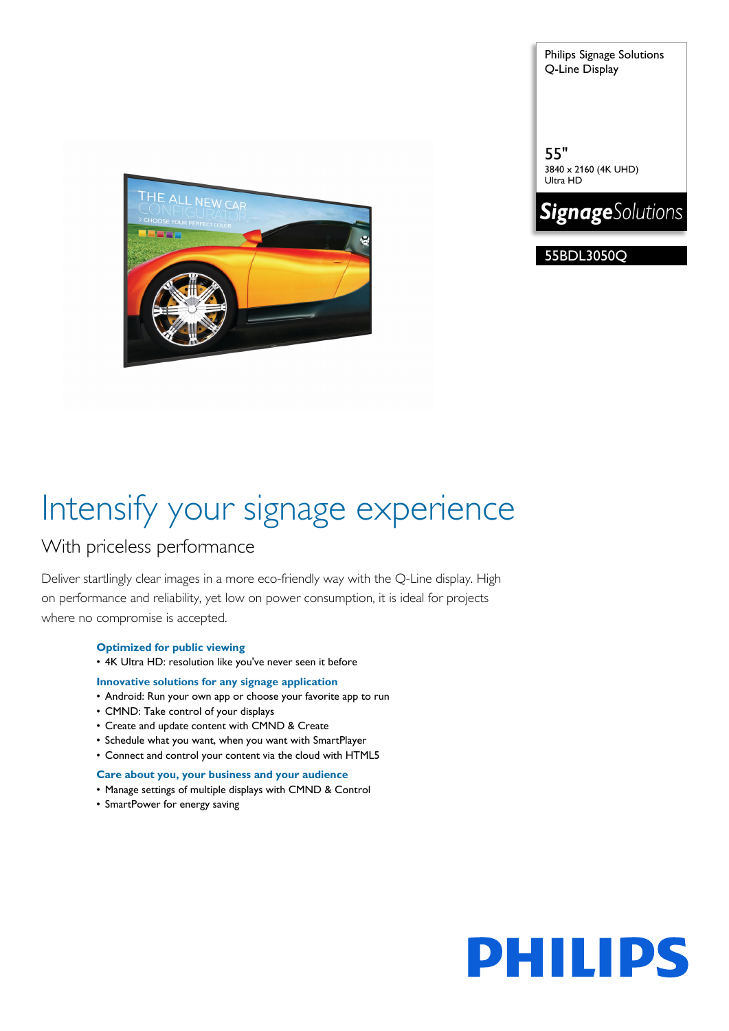Philips Signage Solutions
Q-Line Display

55"
3840 x 2160 (4K UHD)
Ultra HD

**Signage**Solutions

55BDL3050Q

# Intensify your signage experience

## With priceless performance

Deliver startlingly clear images in a more eco-friendly way with the Q-Line display. High on performance and reliability, yet low on power consumption, it is ideal for projects where no compromise is accepted.

**Optimized for public viewing**
- 4K Ultra HD: resolution like you've never seen it before

**Innovative solutions for any signage application**
- Android: Run your own app or choose your favorite app to run
- CMND: Take control of your displays
- Create and update content with CMND & Create
- Schedule what you want, when you want with SmartPlayer
- Connect and control your content via the cloud with HTML5

**Care about you, your business and your audience**
- Manage settings of multiple displays with CMND & Control
- SmartPower for energy saving

PHILIPS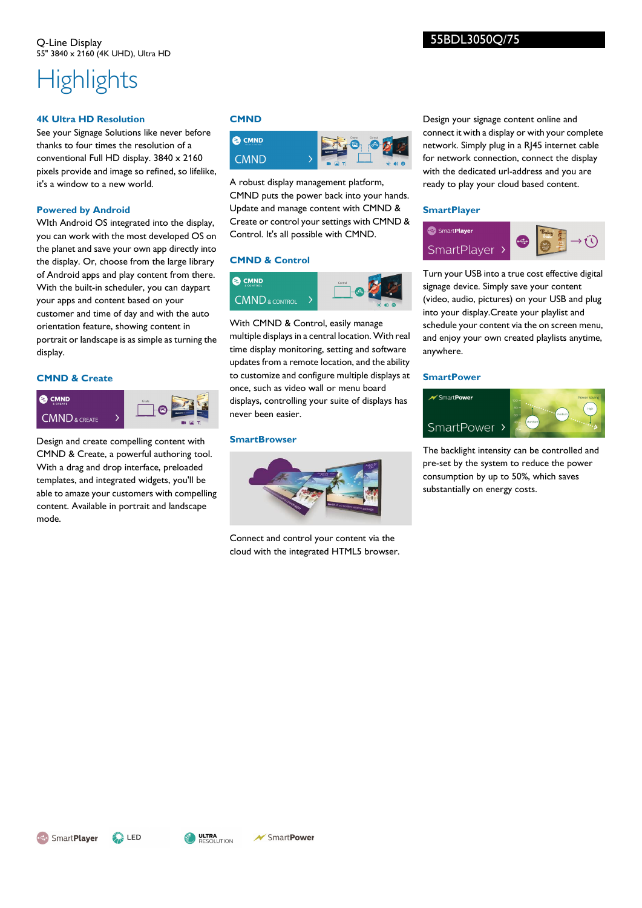Q-Line Display
55" 3840 x 2160 (4K UHD), Ultra HD

55BDL3050Q/75

# Highlights

### 4K Ultra HD Resolution

See your Signage Solutions like never before thanks to four times the resolution of a conventional Full HD display. 3840 x 2160 pixels provide and image so refined, so lifelike, it's a window to a new world.

### Powered by Android

WIth Android OS integrated into the display, you can work with the most developed OS on the planet and save your own app directly into the display. Or, choose from the large library of Android apps and play content from there. With the built-in scheduler, you can daypart your apps and content based on your customer and time of day and with the auto orientation feature, showing content in portrait or landscape is as simple as turning the display.

### CMND & Create

Design and create compelling content with CMND & Create, a powerful authoring tool. With a drag and drop interface, preloaded templates, and integrated widgets, you'll be able to amaze your customers with compelling content. Available in portrait and landscape mode.

### CMND

A robust display management platform, CMND puts the power back into your hands. Update and manage content with CMND & Create or control your settings with CMND & Control. It's all possible with CMND.

### CMND & Control

With CMND & Control, easily manage multiple displays in a central location. With real time display monitoring, setting and software updates from a remote location, and the ability to customize and configure multiple displays at once, such as video wall or menu board displays, controlling your suite of displays has never been easier.

### SmartBrowser

Connect and control your content via the cloud with the integrated HTML5 browser.

Design your signage content online and connect it with a display or with your complete network. Simply plug in a RJ45 internet cable for network connection, connect the display with the dedicated url-address and you are ready to play your cloud based content.

### SmartPlayer

Turn your USB into a true cost effective digital signage device. Simply save your content (video, audio, pictures) on your USB and plug into your display.Create your playlist and schedule your content via the on screen menu, and enjoy your own created playlists anytime, anywhere.

### SmartPower

The backlight intensity can be controlled and pre-set by the system to reduce the power consumption by up to 50%, which saves substantially on energy costs.

SmartPlayer LED ULTRA RESOLUTION SmartPower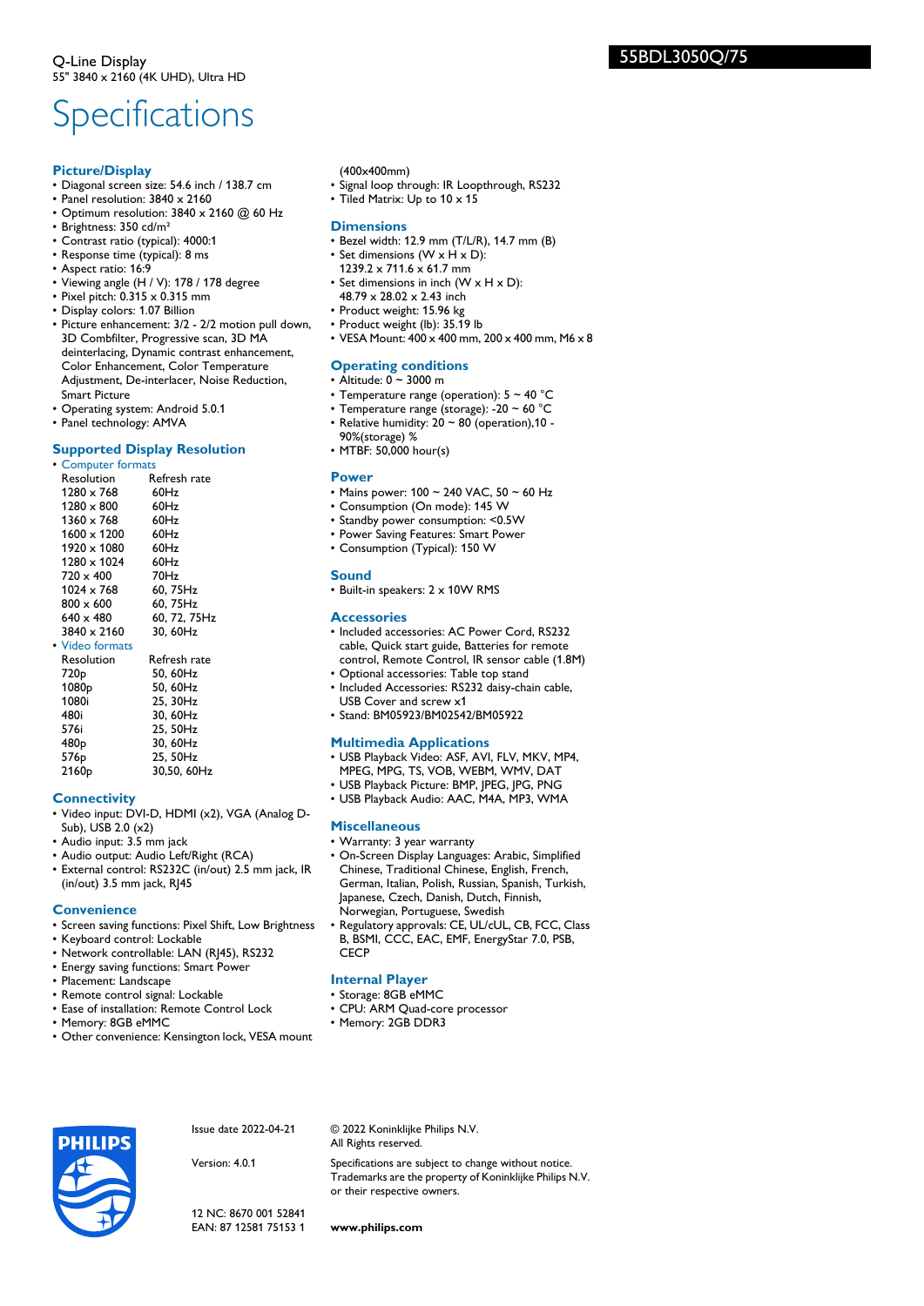Q-Line Display
55" 3840 x 2160 (4K UHD), Ultra HD

55BDL3050Q/75

# Specifications

### Picture/Display
- Diagonal screen size: 54.6 inch / 138.7 cm
- Panel resolution: 3840 x 2160
- Optimum resolution: 3840 x 2160 @ 60 Hz
- Brightness: 350 cd/m²
- Contrast ratio (typical): 4000:1
- Response time (typical): 8 ms
- Aspect ratio: 16:9
- Viewing angle (H / V): 178 / 178 degree
- Pixel pitch: 0.315 x 0.315 mm
- Display colors: 1.07 Billion
- Picture enhancement: 3/2 - 2/2 motion pull down, 3D Combfilter, Progressive scan, 3D MA deinterlacing, Dynamic contrast enhancement, Color Enhancement, Color Temperature Adjustment, De-interlacer, Noise Reduction, Smart Picture
- Operating system: Android 5.0.1
- Panel technology: AMVA

### Supported Display Resolution
- Computer formats

| Resolution | Refresh rate |
|---|---|
| 1280 x 768 | 60Hz |
| 1280 x 800 | 60Hz |
| 1360 x 768 | 60Hz |
| 1600 x 1200 | 60Hz |
| 1920 x 1080 | 60Hz |
| 1280 x 1024 | 60Hz |
| 720 x 400 | 70Hz |
| 1024 x 768 | 60, 75Hz |
| 800 x 600 | 60, 75Hz |
| 640 x 480 | 60, 72, 75Hz |
| 3840 x 2160 | 30, 60Hz |

- Video formats

| Resolution | Refresh rate |
|---|---|
| 720p | 50, 60Hz |
| 1080p | 50, 60Hz |
| 1080i | 25, 30Hz |
| 480i | 30, 60Hz |
| 576i | 25, 50Hz |
| 480p | 30, 60Hz |
| 576p | 25, 50Hz |
| 2160p | 30,50, 60Hz |

### Connectivity
- Video input: DVI-D, HDMI (x2), VGA (Analog D-Sub), USB 2.0 (x2)
- Audio input: 3.5 mm jack
- Audio output: Audio Left/Right (RCA)
- External control: RS232C (in/out) 2.5 mm jack, IR (in/out) 3.5 mm jack, RJ45

### Convenience
- Screen saving functions: Pixel Shift, Low Brightness
- Keyboard control: Lockable
- Network controllable: LAN (RJ45), RS232
- Energy saving functions: Smart Power
- Placement: Landscape
- Remote control signal: Lockable
- Ease of installation: Remote Control Lock
- Memory: 8GB eMMC
- Other convenience: Kensington lock, VESA mount (400x400mm)
- Signal loop through: IR Loopthrough, RS232
- Tiled Matrix: Up to 10 x 15

### Dimensions
- Bezel width: 12.9 mm (T/L/R), 14.7 mm (B)
- Set dimensions (W x H x D): 1239.2 x 711.6 x 61.7 mm
- Set dimensions in inch (W x H x D): 48.79 x 28.02 x 2.43 inch
- Product weight: 15.96 kg
- Product weight (lb): 35.19 lb
- VESA Mount: 400 x 400 mm, 200 x 400 mm, M6 x 8

### Operating conditions
- Altitude: 0 ~ 3000 m
- Temperature range (operation): 5 ~ 40 °C
- Temperature range (storage): -20 ~ 60 °C
- Relative humidity: 20 ~ 80 (operation),10 - 90%(storage) %
- MTBF: 50,000 hour(s)

### Power
- Mains power: 100 ~ 240 VAC, 50 ~ 60 Hz
- Consumption (On mode): 145 W
- Standby power consumption: <0.5W
- Power Saving Features: Smart Power
- Consumption (Typical): 150 W

### Sound
- Built-in speakers: 2 x 10W RMS

### Accessories
- Included accessories: AC Power Cord, RS232 cable, Quick start guide, Batteries for remote control, Remote Control, IR sensor cable (1.8M)
- Optional accessories: Table top stand
- Included Accessories: RS232 daisy-chain cable, USB Cover and screw x1
- Stand: BM05923/BM02542/BM05922

### Multimedia Applications
- USB Playback Video: ASF, AVI, FLV, MKV, MP4, MPEG, MPG, TS, VOB, WEBM, WMV, DAT
- USB Playback Picture: BMP, JPEG, JPG, PNG
- USB Playback Audio: AAC, M4A, MP3, WMA

### Miscellaneous
- Warranty: 3 year warranty
- On-Screen Display Languages: Arabic, Simplified Chinese, Traditional Chinese, English, French, German, Italian, Polish, Russian, Spanish, Turkish, Japanese, Czech, Danish, Dutch, Finnish, Norwegian, Portuguese, Swedish
- Regulatory approvals: CE, UL/cUL, CB, FCC, Class B, BSMI, CCC, EAC, EMF, EnergyStar 7.0, PSB, CECP

### Internal Player
- Storage: 8GB eMMC
- CPU: ARM Quad-core processor
- Memory: 2GB DDR3

Issue date 2022-04-21

Version: 4.0.1

12 NC: 8670 001 52841
EAN: 87 12581 75153 1

© 2022 Koninklijke Philips N.V.
All Rights reserved.

Specifications are subject to change without notice. Trademarks are the property of Koninklijke Philips N.V. or their respective owners.

**www.philips.com**